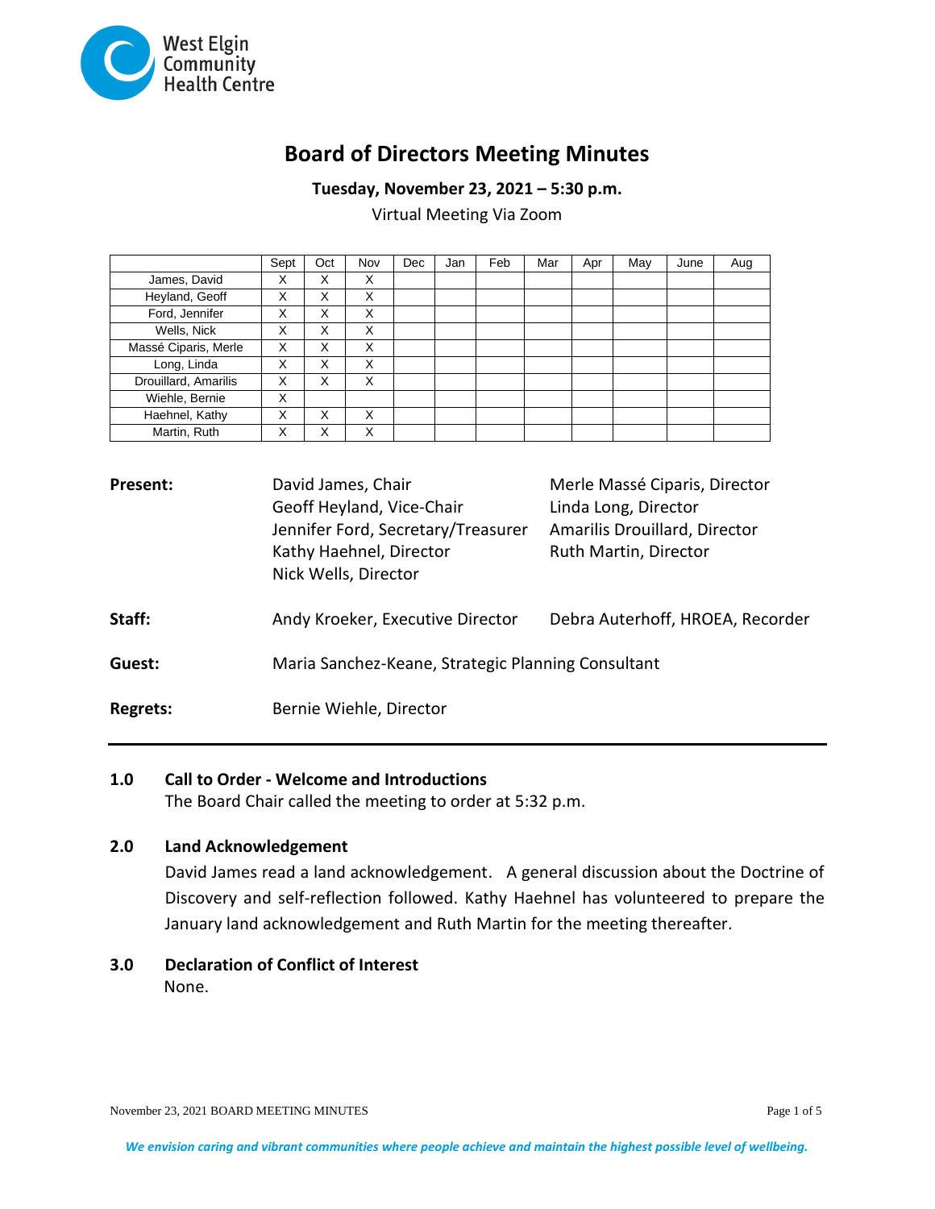West Elgin Community Health Centre

# Board of Directors Meeting Minutes

**Tuesday, November 23, 2021 – 5:30 p.m.**

Virtual Meeting Via Zoom

| | Sept | Oct | Nov | Dec | Jan | Feb | Mar | Apr | May | June | Aug |
|---|---|---|---|---|---|---|---|---|---|---|---|
| James, David | X | X | X | | | | | | | | |
| Heyland, Geoff | X | X | X | | | | | | | | |
| Ford, Jennifer | X | X | X | | | | | | | | |
| Wells, Nick | X | X | X | | | | | | | | |
| Massé Ciparis, Merle | X | X | X | | | | | | | | |
| Long, Linda | X | X | X | | | | | | | | |
| Drouillard, Amarilis | X | X | X | | | | | | | | |
| Wiehle, Bernie | X | | | | | | | | | | |
| Haehnel, Kathy | X | X | X | | | | | | | | |
| Martin, Ruth | X | X | X | | | | | | | | |

**Present:** David James, Chair; Geoff Heyland, Vice-Chair; Jennifer Ford, Secretary/Treasurer; Kathy Haehnel, Director; Nick Wells, Director; Merle Massé Ciparis, Director; Linda Long, Director; Amarilis Drouillard, Director; Ruth Martin, Director

**Staff:** Andy Kroeker, Executive Director; Debra Auterhoff, HROEA, Recorder

**Guest:** Maria Sanchez-Keane, Strategic Planning Consultant

**Regrets:** Bernie Wiehle, Director

---

## 1.0 Call to Order - Welcome and Introductions

The Board Chair called the meeting to order at 5:32 p.m.

## 2.0 Land Acknowledgement

David James read a land acknowledgement. A general discussion about the Doctrine of Discovery and self-reflection followed. Kathy Haehnel has volunteered to prepare the January land acknowledgement and Ruth Martin for the meeting thereafter.

## 3.0 Declaration of Conflict of Interest

None.

*We envision caring and vibrant communities where people achieve and maintain the highest possible level of wellbeing.*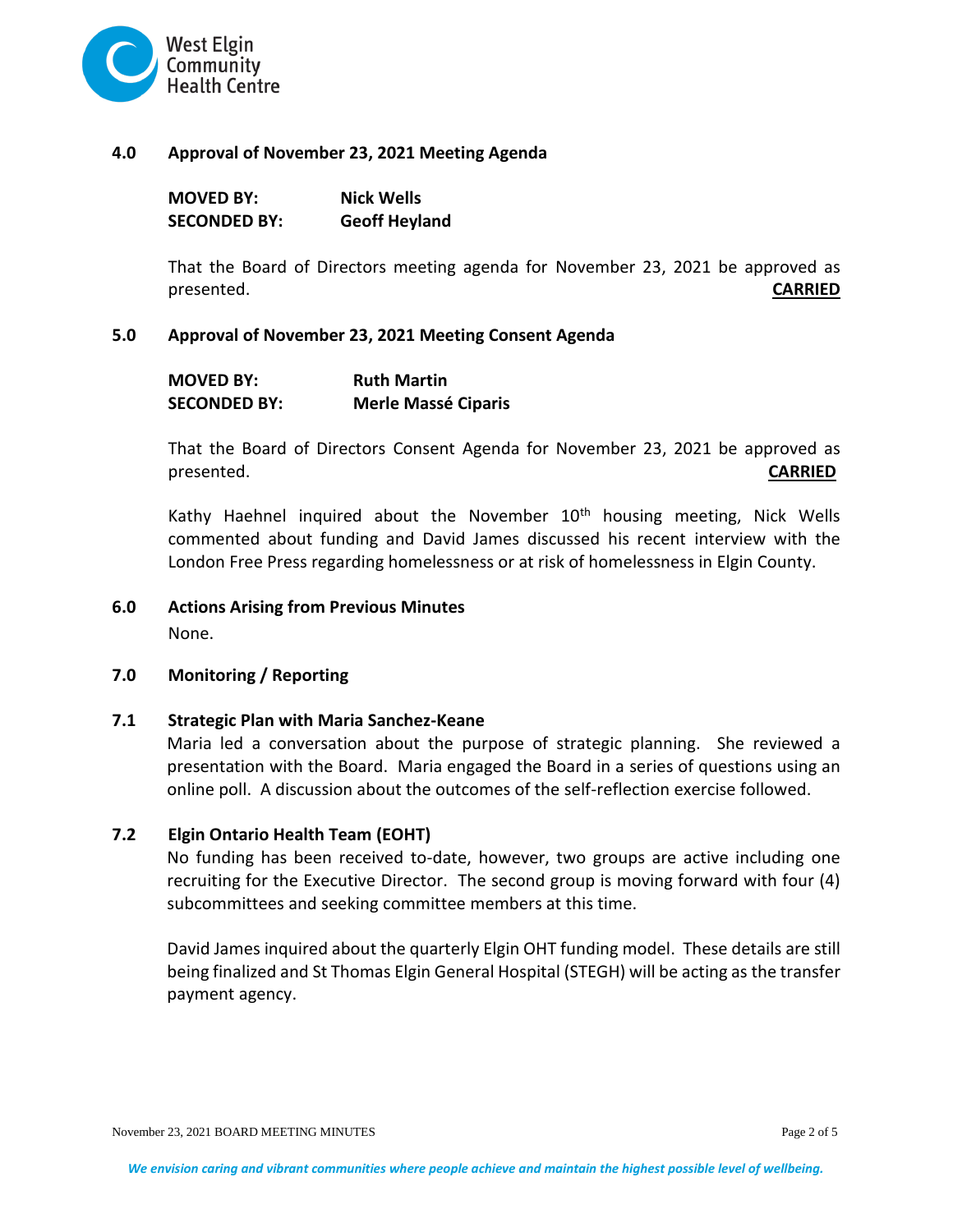## 4.0 Approval of November 23, 2021 Meeting Agenda

**MOVED BY:** **Nick Wells**
**SECONDED BY:** **Geoff Heyland**

That the Board of Directors meeting agenda for November 23, 2021 be approved as presented. **CARRIED**

## 5.0 Approval of November 23, 2021 Meeting Consent Agenda

**MOVED BY:** **Ruth Martin**
**SECONDED BY:** **Merle Massé Ciparis**

That the Board of Directors Consent Agenda for November 23, 2021 be approved as presented. **CARRIED**

Kathy Haehnel inquired about the November 10th housing meeting, Nick Wells commented about funding and David James discussed his recent interview with the London Free Press regarding homelessness or at risk of homelessness in Elgin County.

## 6.0 Actions Arising from Previous Minutes

None.

## 7.0 Monitoring / Reporting

### 7.1 Strategic Plan with Maria Sanchez-Keane

Maria led a conversation about the purpose of strategic planning. She reviewed a presentation with the Board. Maria engaged the Board in a series of questions using an online poll. A discussion about the outcomes of the self-reflection exercise followed.

### 7.2 Elgin Ontario Health Team (EOHT)

No funding has been received to-date, however, two groups are active including one recruiting for the Executive Director. The second group is moving forward with four (4) subcommittees and seeking committee members at this time.

David James inquired about the quarterly Elgin OHT funding model. These details are still being finalized and St Thomas Elgin General Hospital (STEGH) will be acting as the transfer payment agency.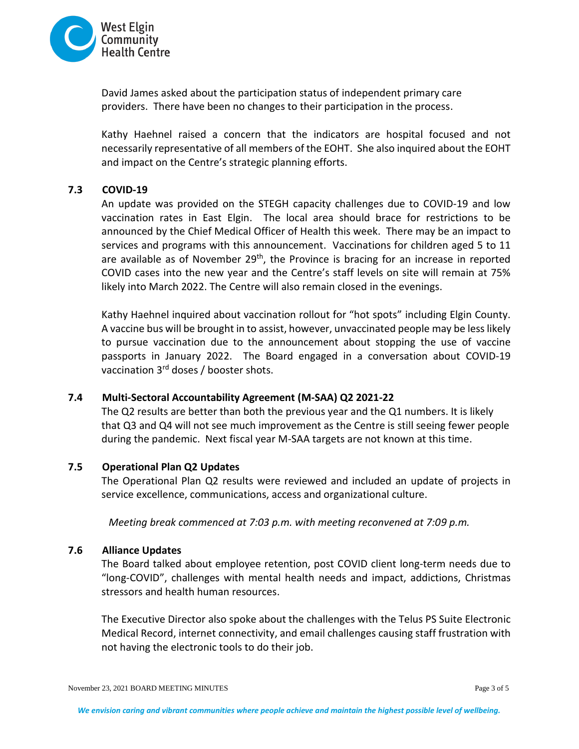David James asked about the participation status of independent primary care providers. There have been no changes to their participation in the process.

Kathy Haehnel raised a concern that the indicators are hospital focused and not necessarily representative of all members of the EOHT. She also inquired about the EOHT and impact on the Centre's strategic planning efforts.

### 7.3 COVID-19

An update was provided on the STEGH capacity challenges due to COVID-19 and low vaccination rates in East Elgin. The local area should brace for restrictions to be announced by the Chief Medical Officer of Health this week. There may be an impact to services and programs with this announcement. Vaccinations for children aged 5 to 11 are available as of November 29th, the Province is bracing for an increase in reported COVID cases into the new year and the Centre's staff levels on site will remain at 75% likely into March 2022. The Centre will also remain closed in the evenings.

Kathy Haehnel inquired about vaccination rollout for "hot spots" including Elgin County. A vaccine bus will be brought in to assist, however, unvaccinated people may be less likely to pursue vaccination due to the announcement about stopping the use of vaccine passports in January 2022. The Board engaged in a conversation about COVID-19 vaccination 3rd doses / booster shots.

### 7.4 Multi-Sectoral Accountability Agreement (M-SAA) Q2 2021-22

The Q2 results are better than both the previous year and the Q1 numbers. It is likely that Q3 and Q4 will not see much improvement as the Centre is still seeing fewer people during the pandemic. Next fiscal year M-SAA targets are not known at this time.

### 7.5 Operational Plan Q2 Updates

The Operational Plan Q2 results were reviewed and included an update of projects in service excellence, communications, access and organizational culture.

*Meeting break commenced at 7:03 p.m. with meeting reconvened at 7:09 p.m.*

### 7.6 Alliance Updates

The Board talked about employee retention, post COVID client long-term needs due to "long-COVID", challenges with mental health needs and impact, addictions, Christmas stressors and health human resources.

The Executive Director also spoke about the challenges with the Telus PS Suite Electronic Medical Record, internet connectivity, and email challenges causing staff frustration with not having the electronic tools to do their job.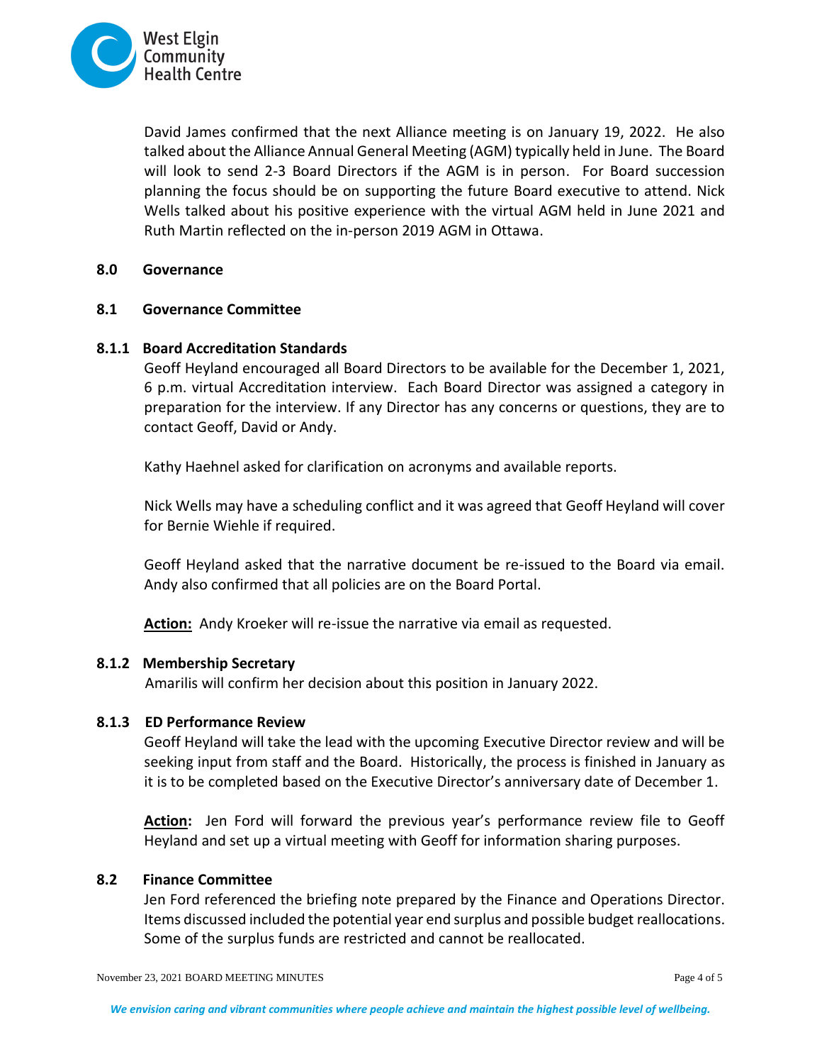David James confirmed that the next Alliance meeting is on January 19, 2022. He also talked about the Alliance Annual General Meeting (AGM) typically held in June. The Board will look to send 2-3 Board Directors if the AGM is in person. For Board succession planning the focus should be on supporting the future Board executive to attend. Nick Wells talked about his positive experience with the virtual AGM held in June 2021 and Ruth Martin reflected on the in-person 2019 AGM in Ottawa.

## 8.0 Governance

### 8.1 Governance Committee

#### 8.1.1 Board Accreditation Standards

Geoff Heyland encouraged all Board Directors to be available for the December 1, 2021, 6 p.m. virtual Accreditation interview. Each Board Director was assigned a category in preparation for the interview. If any Director has any concerns or questions, they are to contact Geoff, David or Andy.

Kathy Haehnel asked for clarification on acronyms and available reports.

Nick Wells may have a scheduling conflict and it was agreed that Geoff Heyland will cover for Bernie Wiehle if required.

Geoff Heyland asked that the narrative document be re-issued to the Board via email. Andy also confirmed that all policies are on the Board Portal.

**Action:** Andy Kroeker will re-issue the narrative via email as requested.

#### 8.1.2 Membership Secretary

Amarilis will confirm her decision about this position in January 2022.

#### 8.1.3 ED Performance Review

Geoff Heyland will take the lead with the upcoming Executive Director review and will be seeking input from staff and the Board. Historically, the process is finished in January as it is to be completed based on the Executive Director's anniversary date of December 1.

**Action:** Jen Ford will forward the previous year's performance review file to Geoff Heyland and set up a virtual meeting with Geoff for information sharing purposes.

### 8.2 Finance Committee

Jen Ford referenced the briefing note prepared by the Finance and Operations Director. Items discussed included the potential year end surplus and possible budget reallocations. Some of the surplus funds are restricted and cannot be reallocated.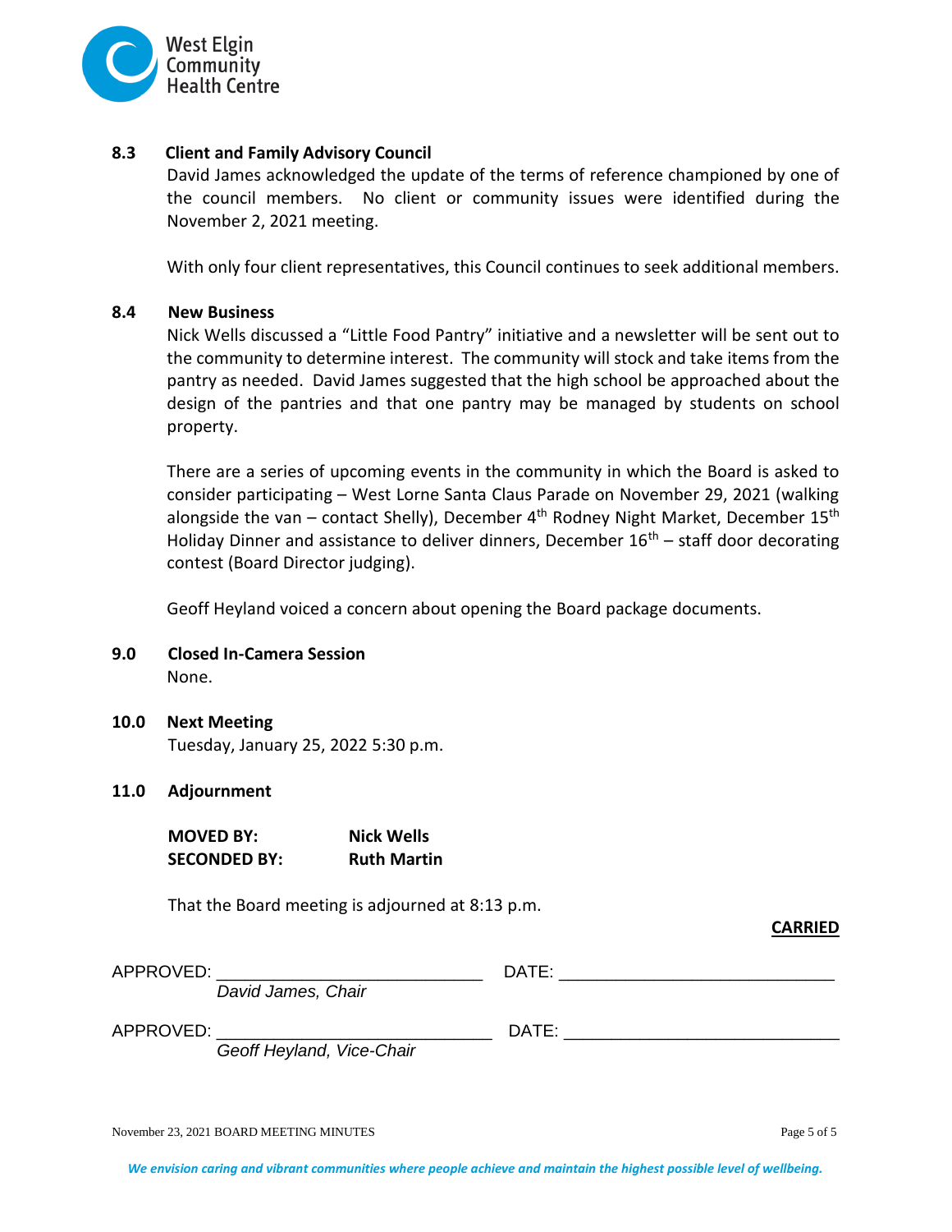### 8.3 Client and Family Advisory Council

David James acknowledged the update of the terms of reference championed by one of the council members. No client or community issues were identified during the November 2, 2021 meeting.

With only four client representatives, this Council continues to seek additional members.

### 8.4 New Business

Nick Wells discussed a "Little Food Pantry" initiative and a newsletter will be sent out to the community to determine interest. The community will stock and take items from the pantry as needed. David James suggested that the high school be approached about the design of the pantries and that one pantry may be managed by students on school property.

There are a series of upcoming events in the community in which the Board is asked to consider participating – West Lorne Santa Claus Parade on November 29, 2021 (walking alongside the van – contact Shelly), December 4th Rodney Night Market, December 15th Holiday Dinner and assistance to deliver dinners, December 16th – staff door decorating contest (Board Director judging).

Geoff Heyland voiced a concern about opening the Board package documents.

## 9.0 Closed In-Camera Session

None.

## 10.0 Next Meeting

Tuesday, January 25, 2022 5:30 p.m.

## 11.0 Adjournment

**MOVED BY:** **Nick Wells**
**SECONDED BY:** **Ruth Martin**

That the Board meeting is adjourned at 8:13 p.m.

**CARRIED**

APPROVED: ___________________________ DATE: ___________________________
*David James, Chair*

APPROVED: ___________________________ DATE: ___________________________
*Geoff Heyland, Vice-Chair*

*We envision caring and vibrant communities where people achieve and maintain the highest possible level of wellbeing.*